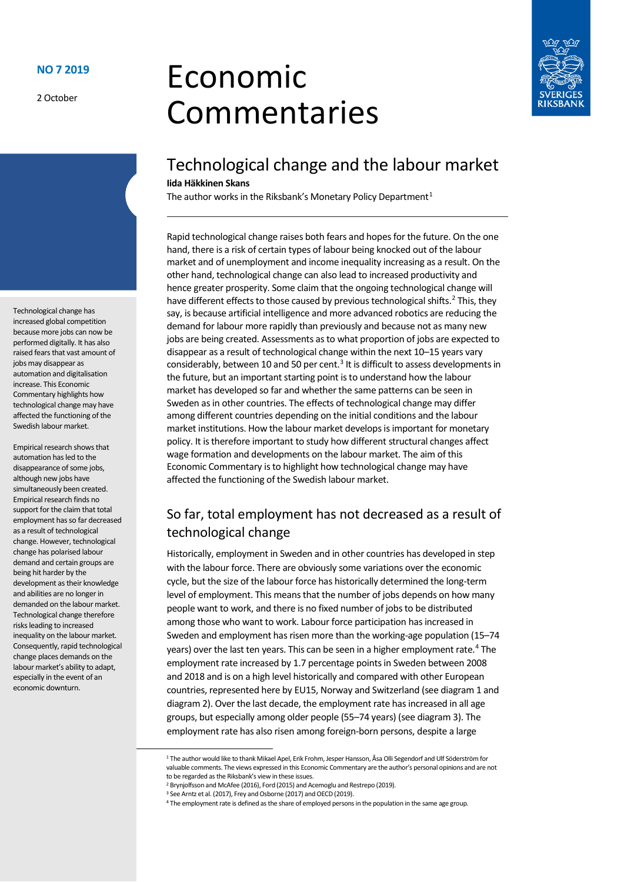NO 7 2019

2 October

# Economic Commentaries

## Technological change and the labour market

**Iida Häkkinen Skans**

The author works in the Riksbank's Monetary Policy Department[1]

Technological change has increased global competition because more jobs can now be performed digitally. It has also raised fears that vast amount of jobs may disappear as automation and digitalisation increase. This Economic Commentary highlights how technological change may have affected the functioning of the Swedish labour market.

Empirical research shows that automation has led to the disappearance of some jobs, although new jobs have simultaneously been created. Empirical research finds no support for the claim that total employment has so far decreased as a result of technological change. However, technological change has polarised labour demand and certain groups are being hit harder by the development as their knowledge and abilities are no longer in demanded on the labour market. Technological change therefore risks leading to increased inequality on the labour market. Consequently, rapid technological change places demands on the labour market's ability to adapt, especially in the event of an economic downturn.

Rapid technological change raises both fears and hopes for the future. On the one hand, there is a risk of certain types of labour being knocked out of the labour market and of unemployment and income inequality increasing as a result. On the other hand, technological change can also lead to increased productivity and hence greater prosperity. Some claim that the ongoing technological change will have different effects to those caused by previous technological shifts.[2] This, they say, is because artificial intelligence and more advanced robotics are reducing the demand for labour more rapidly than previously and because not as many new jobs are being created. Assessments as to what proportion of jobs are expected to disappear as a result of technological change within the next 10–15 years vary considerably, between 10 and 50 per cent.[3] It is difficult to assess developments in the future, but an important starting point is to understand how the labour market has developed so far and whether the same patterns can be seen in Sweden as in other countries. The effects of technological change may differ among different countries depending on the initial conditions and the labour market institutions. How the labour market develops is important for monetary policy. It is therefore important to study how different structural changes affect wage formation and developments on the labour market. The aim of this Economic Commentary is to highlight how technological change may have affected the functioning of the Swedish labour market.

### So far, total employment has not decreased as a result of technological change

Historically, employment in Sweden and in other countries has developed in step with the labour force. There are obviously some variations over the economic cycle, but the size of the labour force has historically determined the long-term level of employment. This means that the number of jobs depends on how many people want to work, and there is no fixed number of jobs to be distributed among those who want to work. Labour force participation has increased in Sweden and employment has risen more than the working-age population (15–74 years) over the last ten years. This can be seen in a higher employment rate.[4] The employment rate increased by 1.7 percentage points in Sweden between 2008 and 2018 and is on a high level historically and compared with other European countries, represented here by EU15, Norway and Switzerland (see diagram 1 and diagram 2). Over the last decade, the employment rate has increased in all age groups, but especially among older people (55–74 years) (see diagram 3). The employment rate has also risen among foreign-born persons, despite a large

---

[1] The author would like to thank Mikael Apel, Erik Frohm, Jesper Hansson, Åsa Olli Segendorf and Ulf Söderström for valuable comments. The views expressed in this Economic Commentary are the author's personal opinions and are not to be regarded as the Riksbank's view in these issues.

[2] Brynjolfsson and McAfee (2016), Ford (2015) and Acemoglu and Restrepo (2019).

[3] See Arntz et al. (2017), Frey and Osborne (2017) and OECD (2019).

[4] The employment rate is defined as the share of employed persons in the population in the same age group.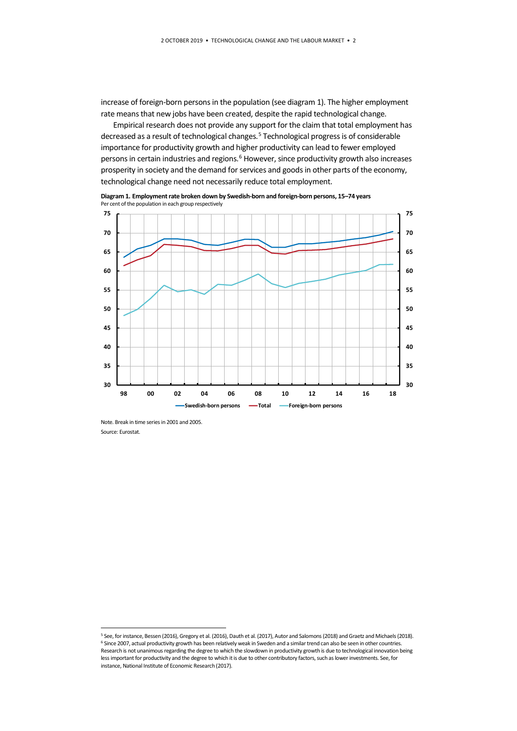increase of foreign-born persons in the population (see diagram 1). The higher employment rate means that new jobs have been created, despite the rapid technological change.

Empirical research does not provide any support for the claim that total employment has decreased as a result of technological changes.[5] Technological progress is of considerable importance for productivity growth and higher productivity can lead to fewer employed persons in certain industries and regions.[6] However, since productivity growth also increases prosperity in society and the demand for services and goods in other parts of the economy, technological change need not necessarily reduce total employment.

**Diagram 1. Employment rate broken down by Swedish-born and foreign-born persons, 15–74 years**
Per cent of the population in each group respectively

75 70 65 60 55 50 45 40 35 30

98 00 02 04 06 08 10 12 14 16 18

Swedish-born persons
Total
Foreign-born persons

Note. Break in time series in 2001 and 2005.
Source: Eurostat.

---

[5] See, for instance, Bessen (2016), Gregory et al. (2016), Dauth et al. (2017), Autor and Salomons (2018) and Graetz and Michaels (2018).

[6] Since 2007, actual productivity growth has been relatively weak in Sweden and a similar trend can also be seen in other countries. Research is not unanimous regarding the degree to which the slowdown in productivity growth is due to technological innovation being less important for productivity and the degree to which it is due to other contributory factors, such as lower investments. See, for instance, National Institute of Economic Research (2017).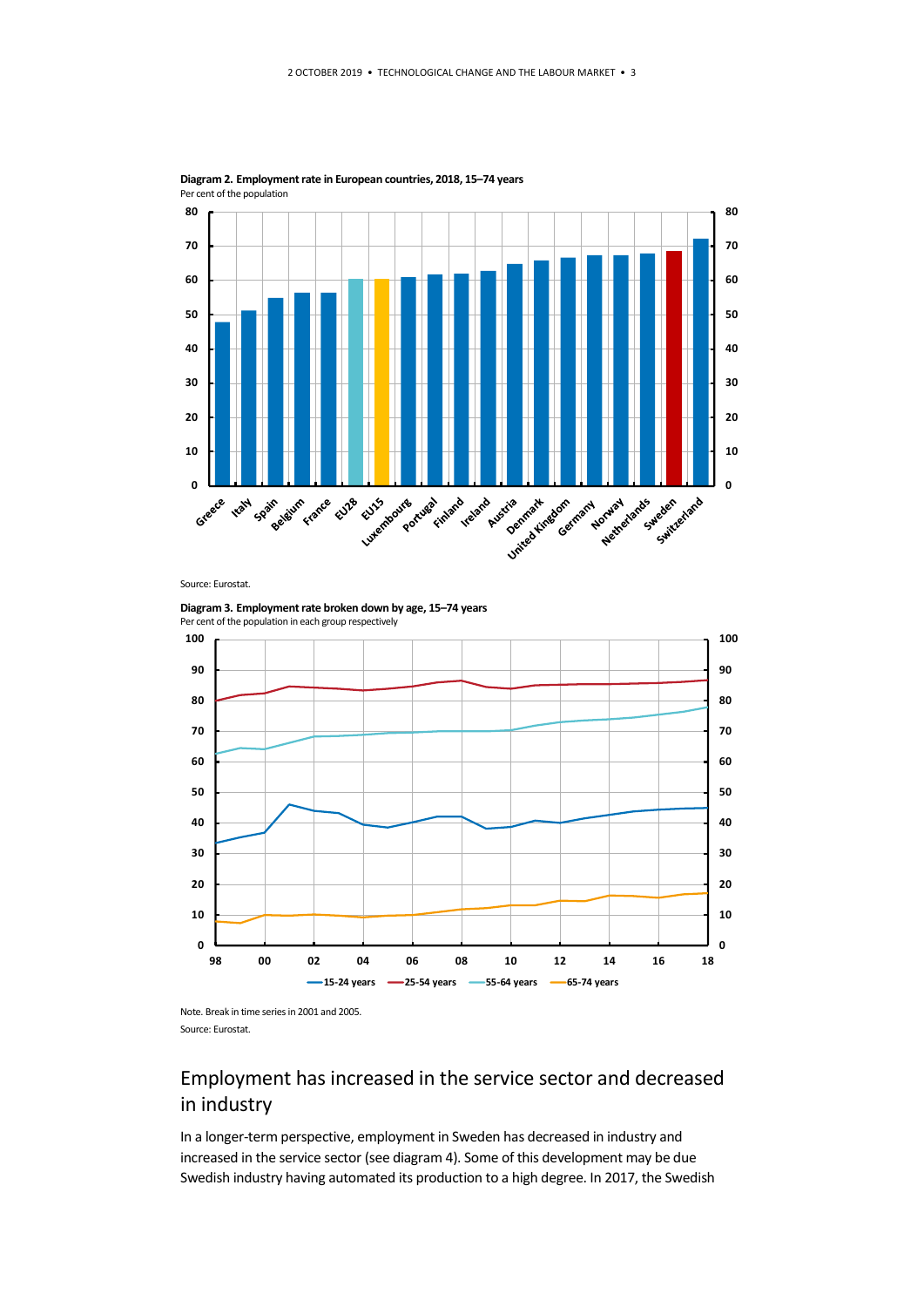**Diagram 2. Employment rate in European countries, 2018, 15–74 years**
Per cent of the population

80
70
60
50
40
30
20
10
0

Greece, Italy, Spain, Belgium, France, EU28, EU15, Luxembourg, Portugal, Finland, Ireland, Austria, Denmark, United Kingdom, Germany, Norway, Netherlands, Sweden, Switzerland

Source: Eurostat.

**Diagram 3. Employment rate broken down by age, 15–74 years**
Per cent of the population in each group respectively

100
90
80
70
60
50
40
30
20
10
0

98 00 02 04 06 08 10 12 14 16 18

15-24 years, 25-54 years, 55-64 years, 65-74 years

Note. Break in time series in 2001 and 2005.
Source: Eurostat.

## Employment has increased in the service sector and decreased in industry

In a longer-term perspective, employment in Sweden has decreased in industry and increased in the service sector (see diagram 4). Some of this development may be due Swedish industry having automated its production to a high degree. In 2017, the Swedish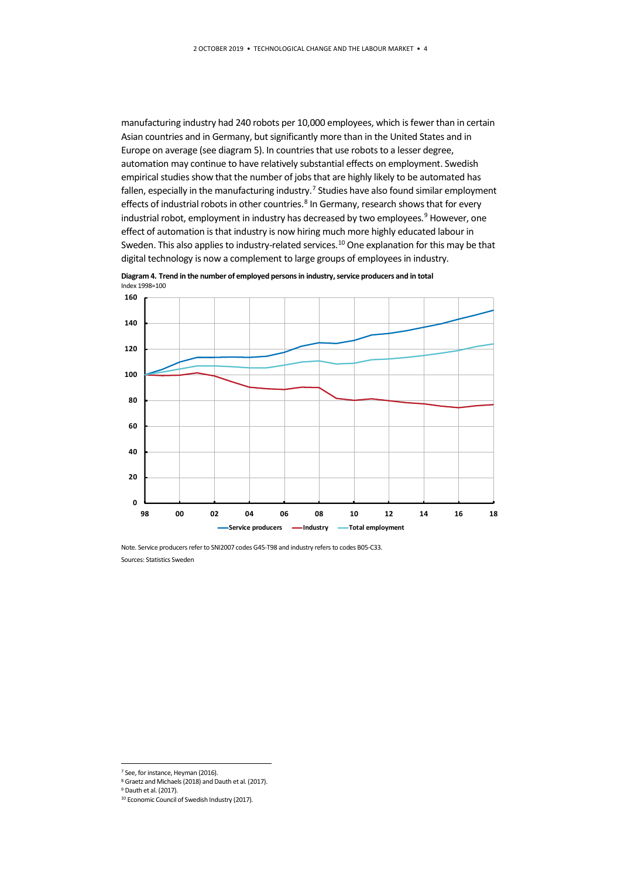manufacturing industry had 240 robots per 10,000 employees, which is fewer than in certain Asian countries and in Germany, but significantly more than in the United States and in Europe on average (see diagram 5). In countries that use robots to a lesser degree, automation may continue to have relatively substantial effects on employment. Swedish empirical studies show that the number of jobs that are highly likely to be automated has fallen, especially in the manufacturing industry.[7] Studies have also found similar employment effects of industrial robots in other countries.[8] In Germany, research shows that for every industrial robot, employment in industry has decreased by two employees.[9] However, one effect of automation is that industry is now hiring much more highly educated labour in Sweden. This also applies to industry-related services.[10] One explanation for this may be that digital technology is now a complement to large groups of employees in industry.

**Diagram 4. Trend in the number of employed persons in industry, service producers and in total**
Index 1998=100

160
140
120
100
80
60
40
20
0

98 00 02 04 06 08 10 12 14 16 18

Service producers
Industry
Total employment

Note. Service producers refer to SNI2007 codes G45-T98 and industry refers to codes B05-C33.

Sources: Statistics Sweden

---

[7] See, for instance, Heyman (2016).
[8] Graetz and Michaels (2018) and Dauth et al. (2017).
[9] Dauth et al. (2017).
[10] Economic Council of Swedish Industry (2017).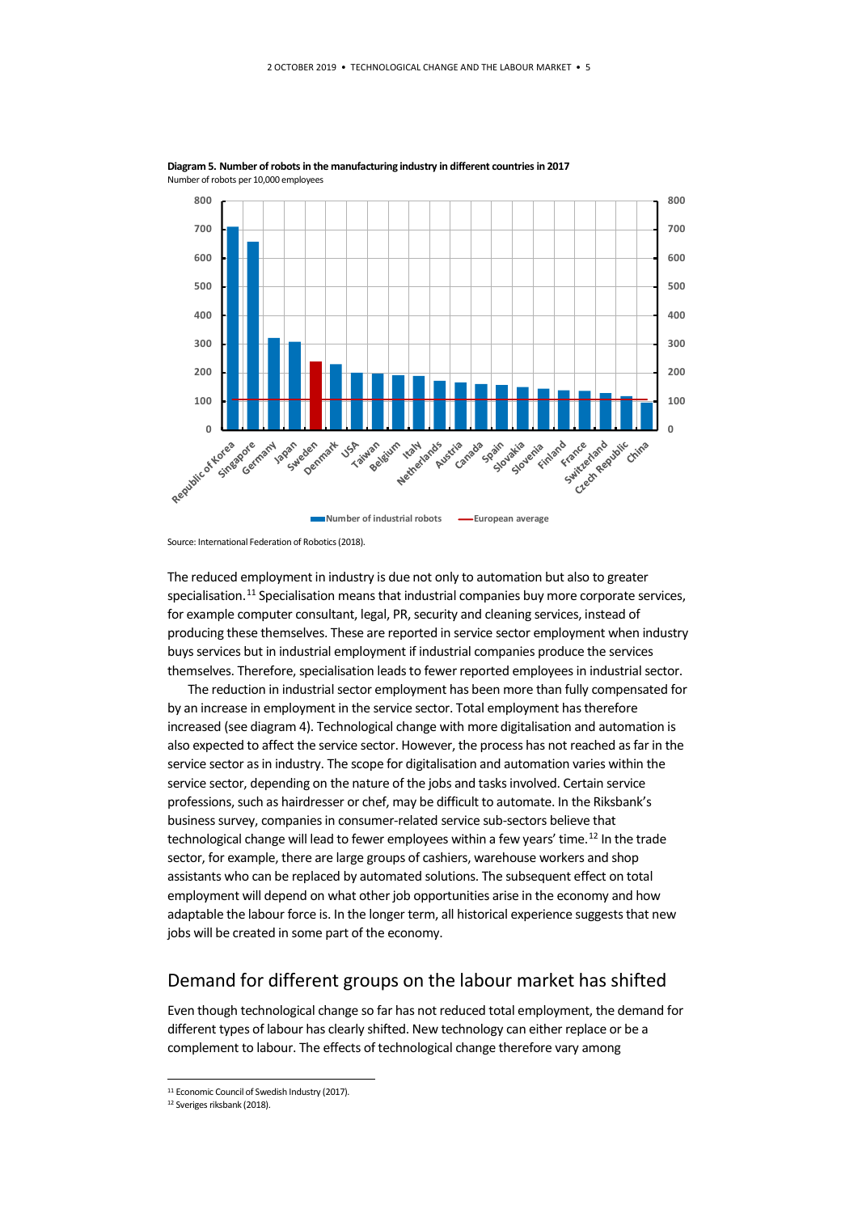**Diagram 5. Number of robots in the manufacturing industry in different countries in 2017**
Number of robots per 10,000 employees

800
700
600
500
400
300
200
100
0

Republic of Korea, Singapore, Germany, Japan, Sweden, Denmark, USA, Taiwan, Belgium, Italy, Netherlands, Austria, Canada, Spain, Slovakia, Slovenia, Finland, France, Switzerland, Czech Republic, China

Number of industrial robots
European average

Source: International Federation of Robotics (2018).

The reduced employment in industry is due not only to automation but also to greater specialisation.[11] Specialisation means that industrial companies buy more corporate services, for example computer consultant, legal, PR, security and cleaning services, instead of producing these themselves. These are reported in service sector employment when industry buys services but in industrial employment if industrial companies produce the services themselves. Therefore, specialisation leads to fewer reported employees in industrial sector.

The reduction in industrial sector employment has been more than fully compensated for by an increase in employment in the service sector. Total employment has therefore increased (see diagram 4). Technological change with more digitalisation and automation is also expected to affect the service sector. However, the process has not reached as far in the service sector as in industry. The scope for digitalisation and automation varies within the service sector, depending on the nature of the jobs and tasks involved. Certain service professions, such as hairdresser or chef, may be difficult to automate. In the Riksbank's business survey, companies in consumer-related service sub-sectors believe that technological change will lead to fewer employees within a few years' time.[12] In the trade sector, for example, there are large groups of cashiers, warehouse workers and shop assistants who can be replaced by automated solutions. The subsequent effect on total employment will depend on what other job opportunities arise in the economy and how adaptable the labour force is. In the longer term, all historical experience suggests that new jobs will be created in some part of the economy.

## Demand for different groups on the labour market has shifted

Even though technological change so far has not reduced total employment, the demand for different types of labour has clearly shifted. New technology can either replace or be a complement to labour. The effects of technological change therefore vary among

[11] Economic Council of Swedish Industry (2017).

[12] Sveriges riksbank (2018).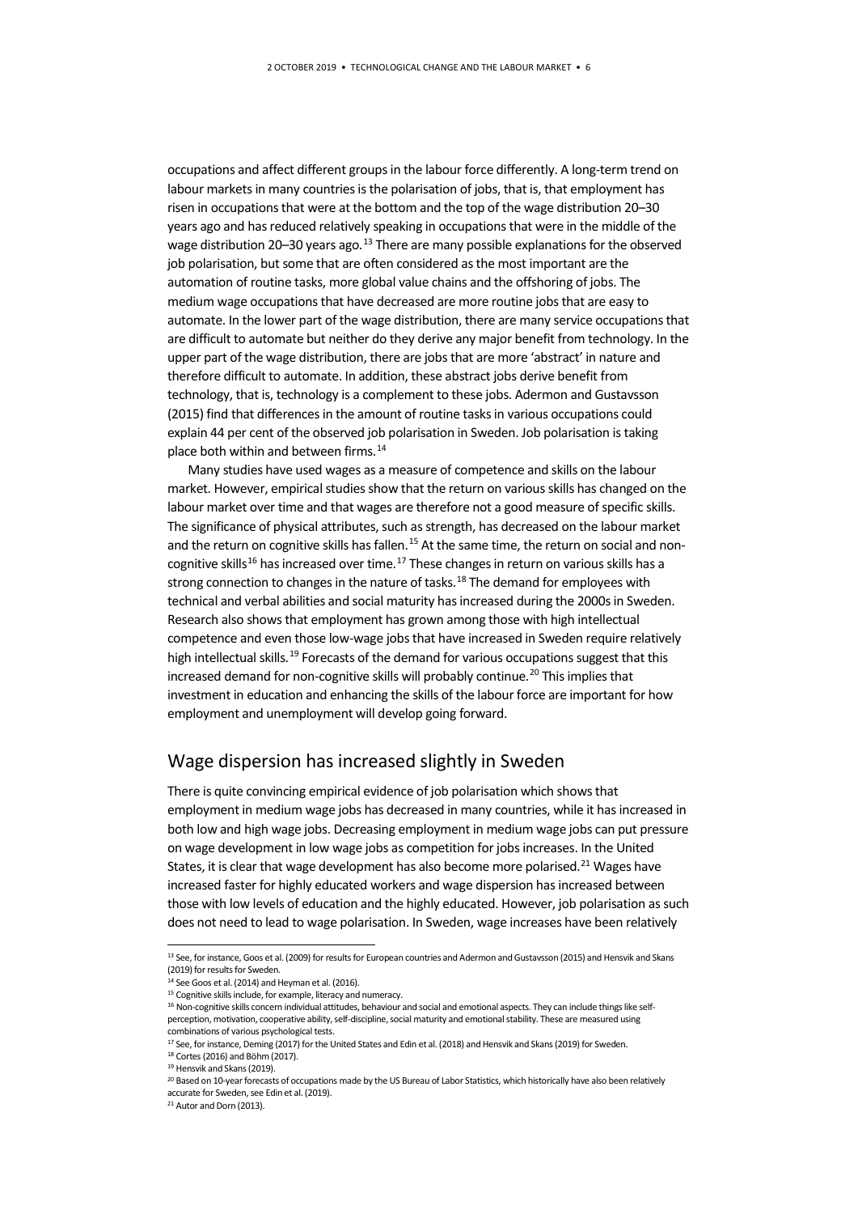occupations and affect different groups in the labour force differently. A long-term trend on labour markets in many countries is the polarisation of jobs, that is, that employment has risen in occupations that were at the bottom and the top of the wage distribution 20–30 years ago and has reduced relatively speaking in occupations that were in the middle of the wage distribution 20–30 years ago.[13] There are many possible explanations for the observed job polarisation, but some that are often considered as the most important are the automation of routine tasks, more global value chains and the offshoring of jobs. The medium wage occupations that have decreased are more routine jobs that are easy to automate. In the lower part of the wage distribution, there are many service occupations that are difficult to automate but neither do they derive any major benefit from technology. In the upper part of the wage distribution, there are jobs that are more 'abstract' in nature and therefore difficult to automate. In addition, these abstract jobs derive benefit from technology, that is, technology is a complement to these jobs. Adermon and Gustavsson (2015) find that differences in the amount of routine tasks in various occupations could explain 44 per cent of the observed job polarisation in Sweden. Job polarisation is taking place both within and between firms.[14]

Many studies have used wages as a measure of competence and skills on the labour market. However, empirical studies show that the return on various skills has changed on the labour market over time and that wages are therefore not a good measure of specific skills. The significance of physical attributes, such as strength, has decreased on the labour market and the return on cognitive skills has fallen.[15] At the same time, the return on social and non-cognitive skills[16] has increased over time.[17] These changes in return on various skills has a strong connection to changes in the nature of tasks.[18] The demand for employees with technical and verbal abilities and social maturity has increased during the 2000s in Sweden. Research also shows that employment has grown among those with high intellectual competence and even those low-wage jobs that have increased in Sweden require relatively high intellectual skills.[19] Forecasts of the demand for various occupations suggest that this increased demand for non-cognitive skills will probably continue.[20] This implies that investment in education and enhancing the skills of the labour force are important for how employment and unemployment will develop going forward.

## Wage dispersion has increased slightly in Sweden

There is quite convincing empirical evidence of job polarisation which shows that employment in medium wage jobs has decreased in many countries, while it has increased in both low and high wage jobs. Decreasing employment in medium wage jobs can put pressure on wage development in low wage jobs as competition for jobs increases. In the United States, it is clear that wage development has also become more polarised.[21] Wages have increased faster for highly educated workers and wage dispersion has increased between those with low levels of education and the highly educated. However, job polarisation as such does not need to lead to wage polarisation. In Sweden, wage increases have been relatively

[13] See, for instance, Goos et al. (2009) for results for European countries and Adermon and Gustavsson (2015) and Hensvik and Skans (2019) for results for Sweden.

[14] See Goos et al. (2014) and Heyman et al. (2016).

[15] Cognitive skills include, for example, literacy and numeracy.

[16] Non-cognitive skills concern individual attitudes, behaviour and social and emotional aspects. They can include things like self-perception, motivation, cooperative ability, self-discipline, social maturity and emotional stability. These are measured using combinations of various psychological tests.

[17] See, for instance, Deming (2017) for the United States and Edin et al. (2018) and Hensvik and Skans (2019) for Sweden.

[18] Cortes (2016) and Böhm (2017).

[19] Hensvik and Skans (2019).

[20] Based on 10-year forecasts of occupations made by the US Bureau of Labor Statistics, which historically have also been relatively accurate for Sweden, see Edin et al. (2019).

[21] Autor and Dorn (2013).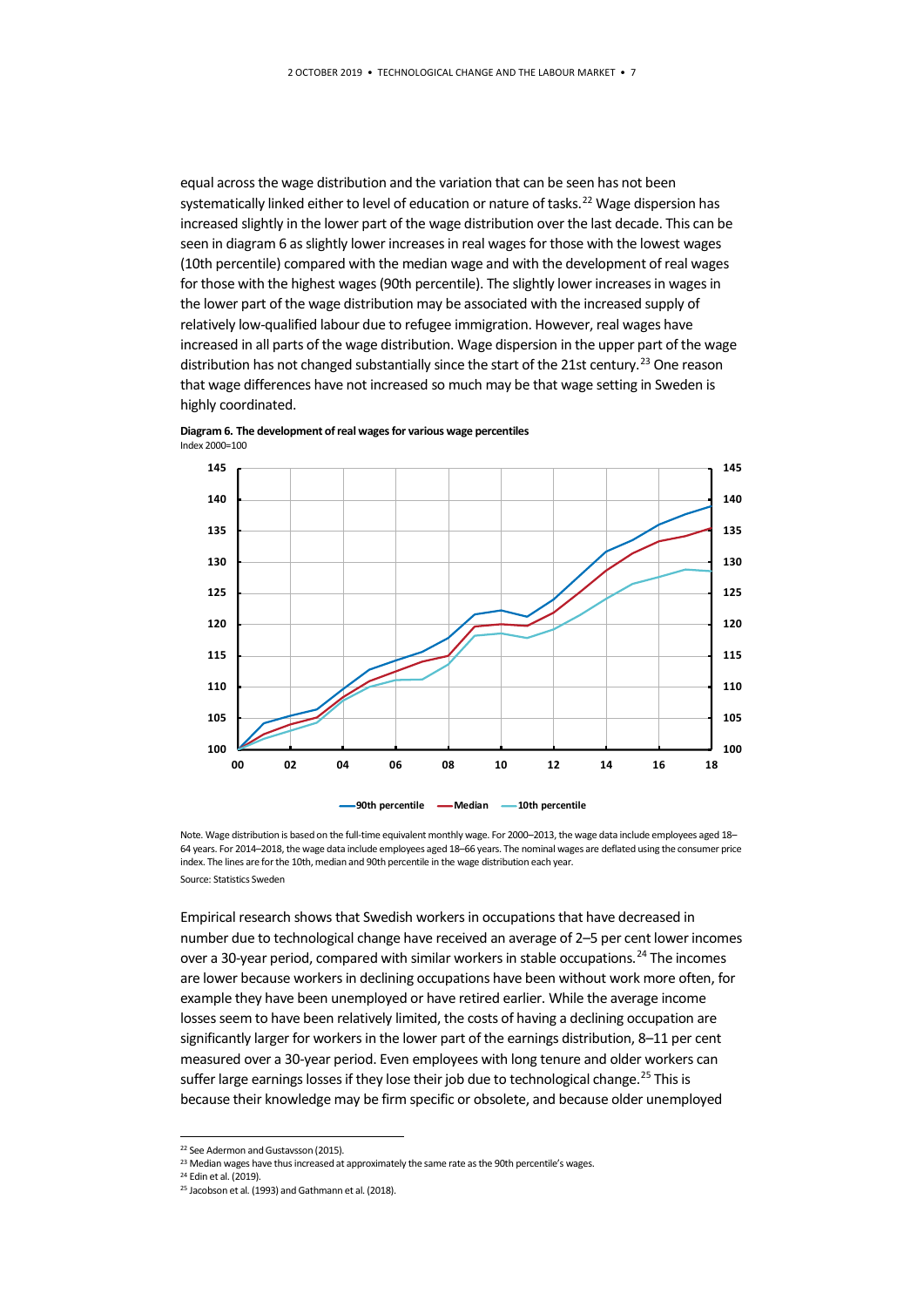equal across the wage distribution and the variation that can be seen has not been systematically linked either to level of education or nature of tasks.[22] Wage dispersion has increased slightly in the lower part of the wage distribution over the last decade. This can be seen in diagram 6 as slightly lower increases in real wages for those with the lowest wages (10th percentile) compared with the median wage and with the development of real wages for those with the highest wages (90th percentile). The slightly lower increases in wages in the lower part of the wage distribution may be associated with the increased supply of relatively low-qualified labour due to refugee immigration. However, real wages have increased in all parts of the wage distribution. Wage dispersion in the upper part of the wage distribution has not changed substantially since the start of the 21st century.[23] One reason that wage differences have not increased so much may be that wage setting in Sweden is highly coordinated.

**Diagram 6. The development of real wages for various wage percentiles**
Index 2000=100

Note. Wage distribution is based on the full-time equivalent monthly wage. For 2000–2013, the wage data include employees aged 18–64 years. For 2014–2018, the wage data include employees aged 18–66 years. The nominal wages are deflated using the consumer price index. The lines are for the 10th, median and 90th percentile in the wage distribution each year.

Source: Statistics Sweden

Empirical research shows that Swedish workers in occupations that have decreased in number due to technological change have received an average of 2–5 per cent lower incomes over a 30-year period, compared with similar workers in stable occupations.[24] The incomes are lower because workers in declining occupations have been without work more often, for example they have been unemployed or have retired earlier. While the average income losses seem to have been relatively limited, the costs of having a declining occupation are significantly larger for workers in the lower part of the earnings distribution, 8–11 per cent measured over a 30-year period. Even employees with long tenure and older workers can suffer large earnings losses if they lose their job due to technological change.[25] This is because their knowledge may be firm specific or obsolete, and because older unemployed

[22] See Adermon and Gustavsson (2015).

[23] Median wages have thus increased at approximately the same rate as the 90th percentile's wages.

[24] Edin et al. (2019).

[25] Jacobson et al. (1993) and Gathmann et al. (2018).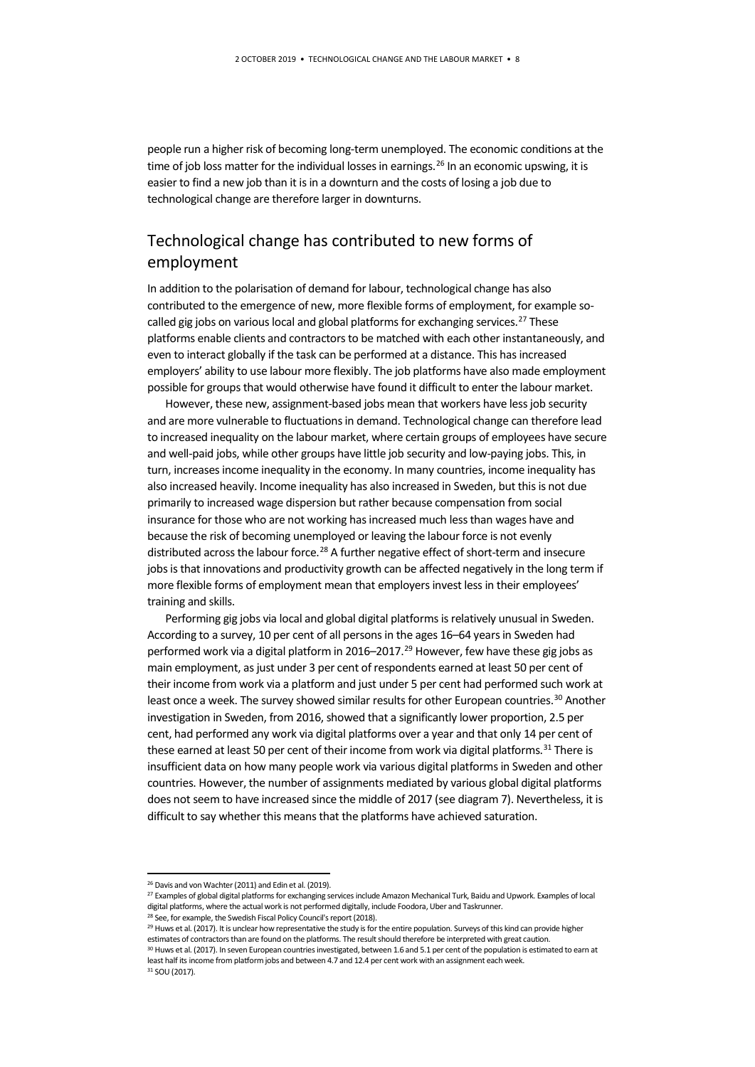people run a higher risk of becoming long-term unemployed. The economic conditions at the time of job loss matter for the individual losses in earnings.[26] In an economic upswing, it is easier to find a new job than it is in a downturn and the costs of losing a job due to technological change are therefore larger in downturns.

## Technological change has contributed to new forms of employment

In addition to the polarisation of demand for labour, technological change has also contributed to the emergence of new, more flexible forms of employment, for example so-called gig jobs on various local and global platforms for exchanging services.[27] These platforms enable clients and contractors to be matched with each other instantaneously, and even to interact globally if the task can be performed at a distance. This has increased employers' ability to use labour more flexibly. The job platforms have also made employment possible for groups that would otherwise have found it difficult to enter the labour market.

However, these new, assignment-based jobs mean that workers have less job security and are more vulnerable to fluctuations in demand. Technological change can therefore lead to increased inequality on the labour market, where certain groups of employees have secure and well-paid jobs, while other groups have little job security and low-paying jobs. This, in turn, increases income inequality in the economy. In many countries, income inequality has also increased heavily. Income inequality has also increased in Sweden, but this is not due primarily to increased wage dispersion but rather because compensation from social insurance for those who are not working has increased much less than wages have and because the risk of becoming unemployed or leaving the labour force is not evenly distributed across the labour force.[28] A further negative effect of short-term and insecure jobs is that innovations and productivity growth can be affected negatively in the long term if more flexible forms of employment mean that employers invest less in their employees' training and skills.

Performing gig jobs via local and global digital platforms is relatively unusual in Sweden. According to a survey, 10 per cent of all persons in the ages 16–64 years in Sweden had performed work via a digital platform in 2016–2017.[29] However, few have these gig jobs as main employment, as just under 3 per cent of respondents earned at least 50 per cent of their income from work via a platform and just under 5 per cent had performed such work at least once a week. The survey showed similar results for other European countries.[30] Another investigation in Sweden, from 2016, showed that a significantly lower proportion, 2.5 per cent, had performed any work via digital platforms over a year and that only 14 per cent of these earned at least 50 per cent of their income from work via digital platforms.[31] There is insufficient data on how many people work via various digital platforms in Sweden and other countries. However, the number of assignments mediated by various global digital platforms does not seem to have increased since the middle of 2017 (see diagram 7). Nevertheless, it is difficult to say whether this means that the platforms have achieved saturation.

---

[26] Davis and von Wachter (2011) and Edin et al. (2019).

[27] Examples of global digital platforms for exchanging services include Amazon Mechanical Turk, Baidu and Upwork. Examples of local digital platforms, where the actual work is not performed digitally, include Foodora, Uber and Taskrunner.

[28] See, for example, the Swedish Fiscal Policy Council's report (2018).

[29] Huws et al. (2017). It is unclear how representative the study is for the entire population. Surveys of this kind can provide higher estimates of contractors than are found on the platforms. The result should therefore be interpreted with great caution.

[30] Huws et al. (2017). In seven European countries investigated, between 1.6 and 5.1 per cent of the population is estimated to earn at least half its income from platform jobs and between 4.7 and 12.4 per cent work with an assignment each week.

[31] SOU (2017).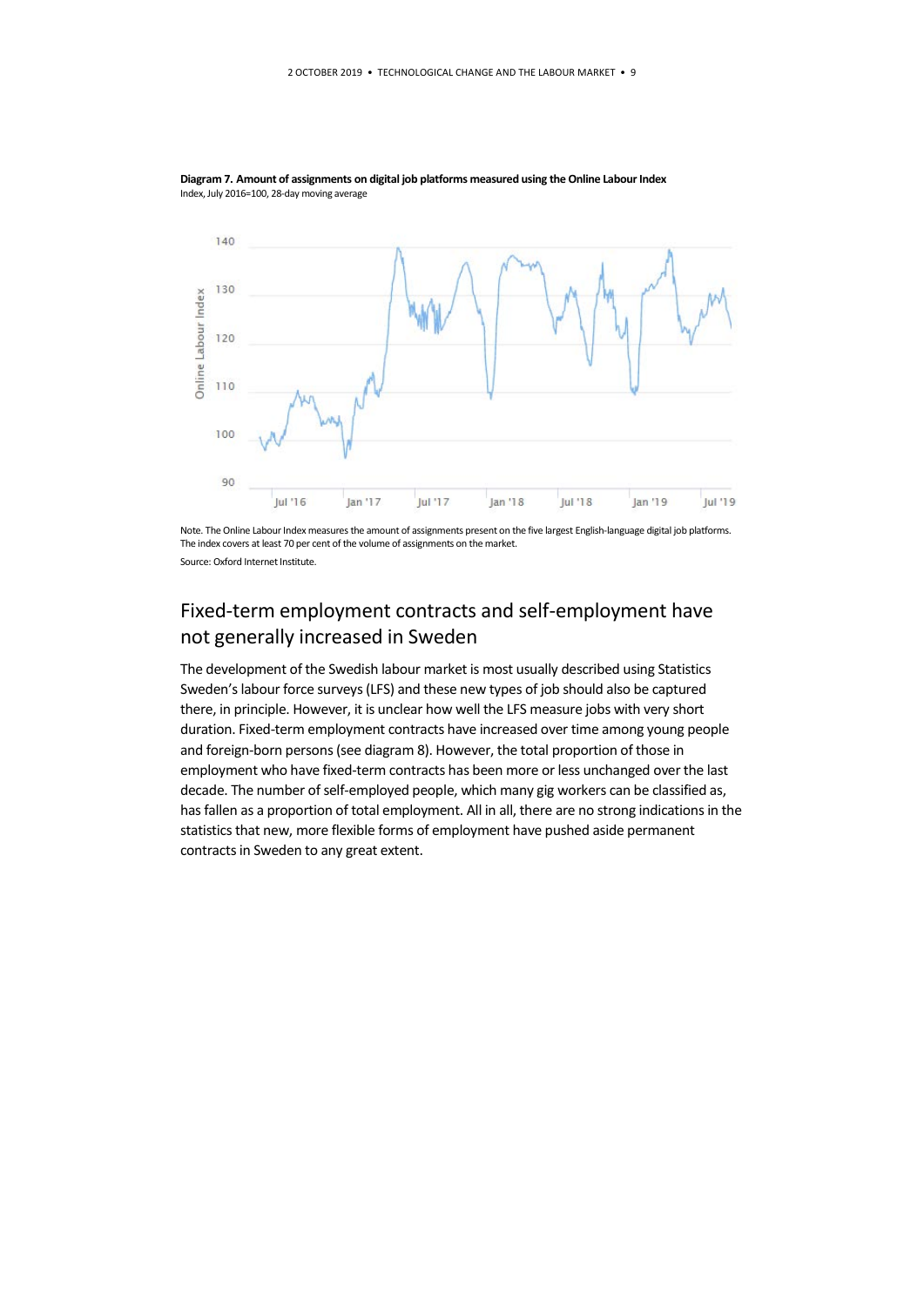**Diagram 7. Amount of assignments on digital job platforms measured using the Online Labour Index**
Index, July 2016=100, 28-day moving average

Online Labour Index

140
130
120
110
100
90

Jul '16 Jan '17 Jul '17 Jan '18 Jul '18 Jan '19 Jul '19

Note. The Online Labour Index measures the amount of assignments present on the five largest English-language digital job platforms. The index covers at least 70 per cent of the volume of assignments on the market.

Source: Oxford Internet Institute.

## Fixed-term employment contracts and self-employment have not generally increased in Sweden

The development of the Swedish labour market is most usually described using Statistics Sweden's labour force surveys (LFS) and these new types of job should also be captured there, in principle. However, it is unclear how well the LFS measure jobs with very short duration. Fixed-term employment contracts have increased over time among young people and foreign-born persons (see diagram 8). However, the total proportion of those in employment who have fixed-term contracts has been more or less unchanged over the last decade. The number of self-employed people, which many gig workers can be classified as, has fallen as a proportion of total employment. All in all, there are no strong indications in the statistics that new, more flexible forms of employment have pushed aside permanent contracts in Sweden to any great extent.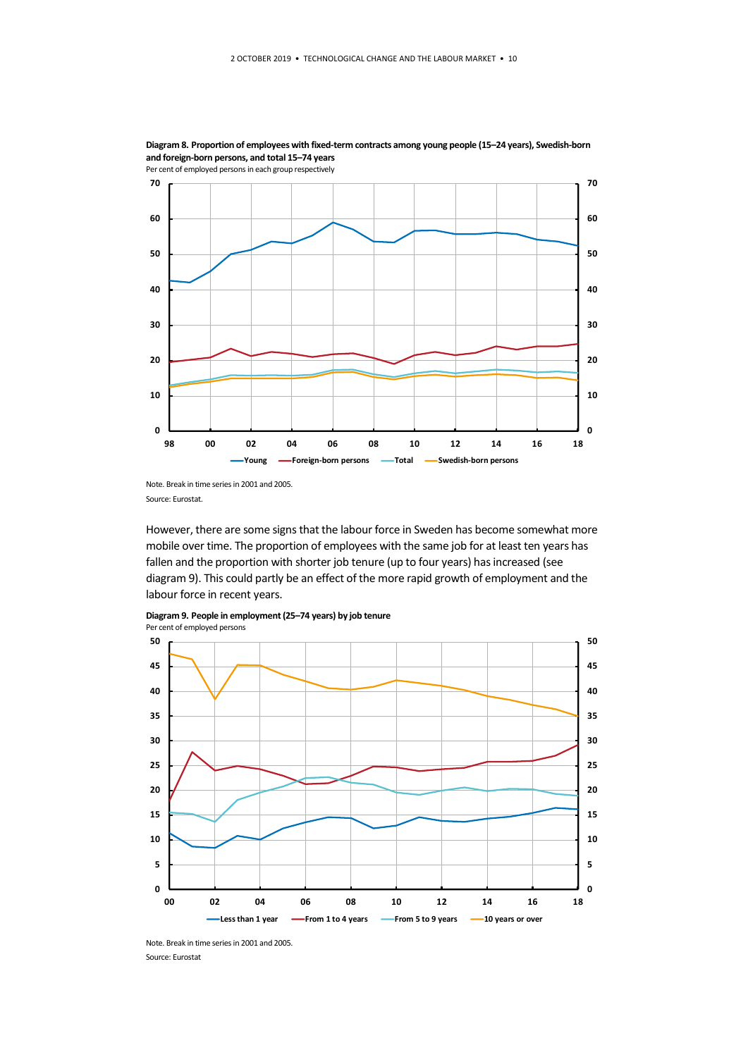**Diagram 8. Proportion of employees with fixed-term contracts among young people (15–24 years), Swedish-born and foreign-born persons, and total 15–74 years**

Per cent of employed persons in each group respectively

70 60 50 40 30 20 10 0

98 00 02 04 06 08 10 12 14 16 18

Young — Foreign-born persons — Total — Swedish-born persons

Note. Break in time series in 2001 and 2005.

Source: Eurostat.

However, there are some signs that the labour force in Sweden has become somewhat more mobile over time. The proportion of employees with the same job for at least ten years has fallen and the proportion with shorter job tenure (up to four years) has increased (see diagram 9). This could partly be an effect of the more rapid growth of employment and the labour force in recent years.

**Diagram 9. People in employment (25–74 years) by job tenure**

Per cent of employed persons

50 45 40 35 30 25 20 15 10 5 0

00 02 04 06 08 10 12 14 16 18

Less than 1 year — From 1 to 4 years — From 5 to 9 years — 10 years or over

Note. Break in time series in 2001 and 2005.

Source: Eurostat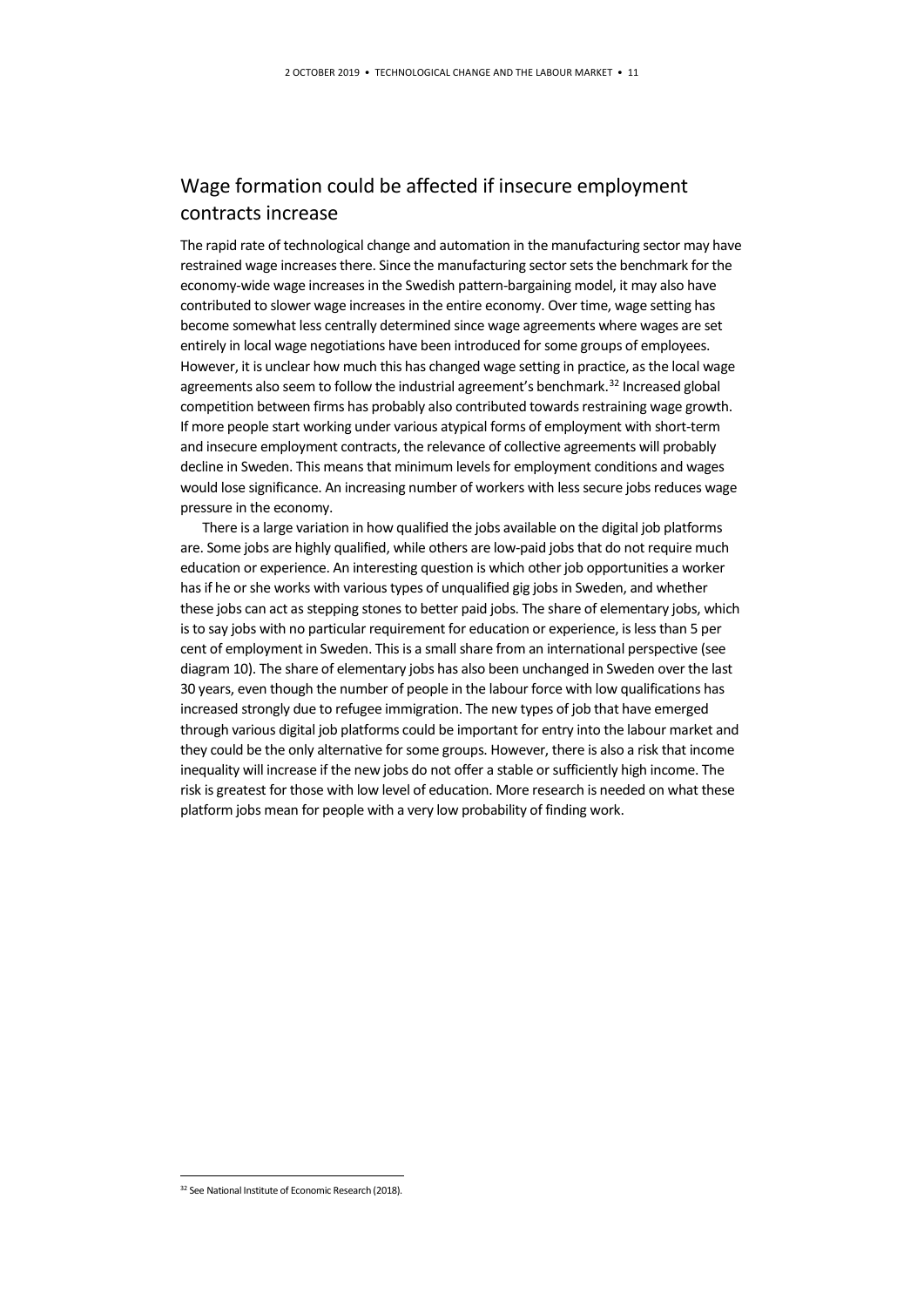## Wage formation could be affected if insecure employment contracts increase

The rapid rate of technological change and automation in the manufacturing sector may have restrained wage increases there. Since the manufacturing sector sets the benchmark for the economy-wide wage increases in the Swedish pattern-bargaining model, it may also have contributed to slower wage increases in the entire economy. Over time, wage setting has become somewhat less centrally determined since wage agreements where wages are set entirely in local wage negotiations have been introduced for some groups of employees. However, it is unclear how much this has changed wage setting in practice, as the local wage agreements also seem to follow the industrial agreement's benchmark.[32] Increased global competition between firms has probably also contributed towards restraining wage growth. If more people start working under various atypical forms of employment with short-term and insecure employment contracts, the relevance of collective agreements will probably decline in Sweden. This means that minimum levels for employment conditions and wages would lose significance. An increasing number of workers with less secure jobs reduces wage pressure in the economy.

There is a large variation in how qualified the jobs available on the digital job platforms are. Some jobs are highly qualified, while others are low-paid jobs that do not require much education or experience. An interesting question is which other job opportunities a worker has if he or she works with various types of unqualified gig jobs in Sweden, and whether these jobs can act as stepping stones to better paid jobs. The share of elementary jobs, which is to say jobs with no particular requirement for education or experience, is less than 5 per cent of employment in Sweden. This is a small share from an international perspective (see diagram 10). The share of elementary jobs has also been unchanged in Sweden over the last 30 years, even though the number of people in the labour force with low qualifications has increased strongly due to refugee immigration. The new types of job that have emerged through various digital job platforms could be important for entry into the labour market and they could be the only alternative for some groups. However, there is also a risk that income inequality will increase if the new jobs do not offer a stable or sufficiently high income. The risk is greatest for those with low level of education. More research is needed on what these platform jobs mean for people with a very low probability of finding work.

[32] See National Institute of Economic Research (2018).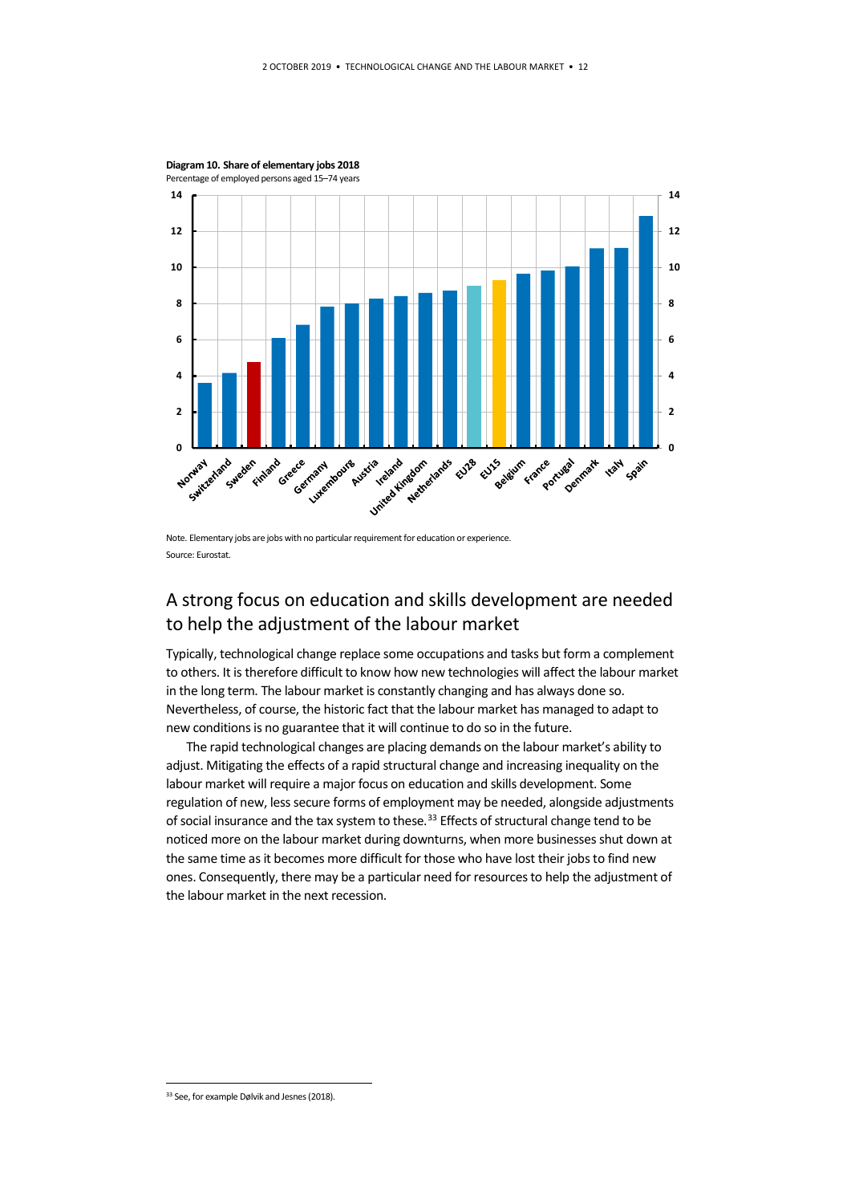**Diagram 10. Share of elementary jobs 2018**

Percentage of employed persons aged 15–74 years

14
12
10
8
6
4
2
0

Norway
Switzerland
Sweden
Finland
Greece
Germany
Luxembourg
Austria
Ireland
United Kingdom
Netherlands
EU28
EU15
Belgium
France
Portugal
Denmark
Italy
Spain

Note. Elementary jobs are jobs with no particular requirement for education or experience.

Source: Eurostat.

## A strong focus on education and skills development are needed to help the adjustment of the labour market

Typically, technological change replace some occupations and tasks but form a complement to others. It is therefore difficult to know how new technologies will affect the labour market in the long term. The labour market is constantly changing and has always done so. Nevertheless, of course, the historic fact that the labour market has managed to adapt to new conditions is no guarantee that it will continue to do so in the future.

The rapid technological changes are placing demands on the labour market's ability to adjust. Mitigating the effects of a rapid structural change and increasing inequality on the labour market will require a major focus on education and skills development. Some regulation of new, less secure forms of employment may be needed, alongside adjustments of social insurance and the tax system to these.[33] Effects of structural change tend to be noticed more on the labour market during downturns, when more businesses shut down at the same time as it becomes more difficult for those who have lost their jobs to find new ones. Consequently, there may be a particular need for resources to help the adjustment of the labour market in the next recession.

---

[33] See, for example Dølvik and Jesnes (2018).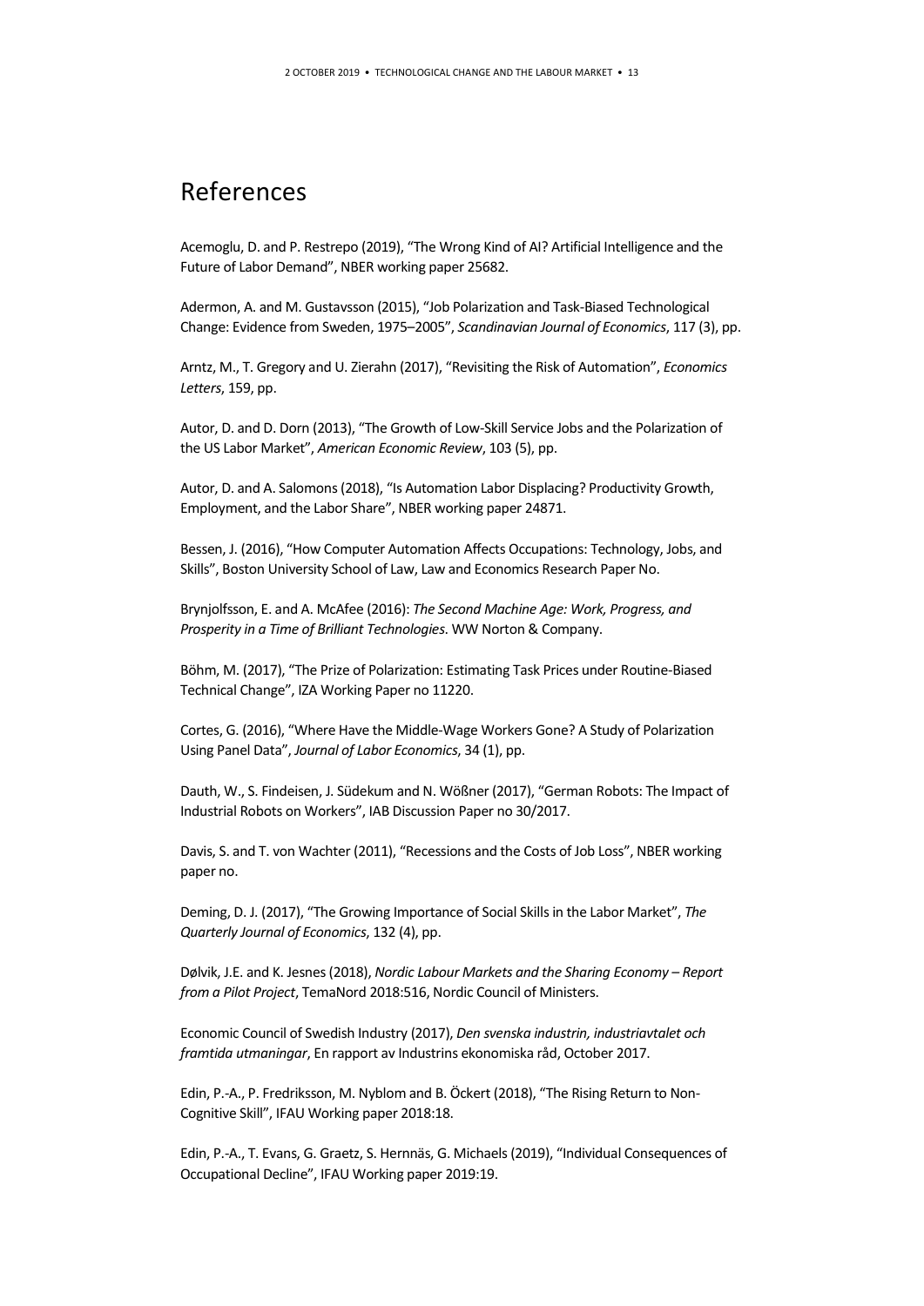# References

Acemoglu, D. and P. Restrepo (2019), "The Wrong Kind of AI? Artificial Intelligence and the Future of Labor Demand", NBER working paper 25682.

Adermon, A. and M. Gustavsson (2015), "Job Polarization and Task-Biased Technological Change: Evidence from Sweden, 1975–2005", *Scandinavian Journal of Economics*, 117 (3), pp.

Arntz, M., T. Gregory and U. Zierahn (2017), "Revisiting the Risk of Automation", *Economics Letters*, 159, pp.

Autor, D. and D. Dorn (2013), "The Growth of Low-Skill Service Jobs and the Polarization of the US Labor Market", *American Economic Review*, 103 (5), pp.

Autor, D. and A. Salomons (2018), "Is Automation Labor Displacing? Productivity Growth, Employment, and the Labor Share", NBER working paper 24871.

Bessen, J. (2016), "How Computer Automation Affects Occupations: Technology, Jobs, and Skills", Boston University School of Law, Law and Economics Research Paper No.

Brynjolfsson, E. and A. McAfee (2016): *The Second Machine Age: Work, Progress, and Prosperity in a Time of Brilliant Technologies*. WW Norton & Company.

Böhm, M. (2017), "The Prize of Polarization: Estimating Task Prices under Routine-Biased Technical Change", IZA Working Paper no 11220.

Cortes, G. (2016), "Where Have the Middle-Wage Workers Gone? A Study of Polarization Using Panel Data", *Journal of Labor Economics*, 34 (1), pp.

Dauth, W., S. Findeisen, J. Südekum and N. Wößner (2017), "German Robots: The Impact of Industrial Robots on Workers", IAB Discussion Paper no 30/2017.

Davis, S. and T. von Wachter (2011), "Recessions and the Costs of Job Loss", NBER working paper no.

Deming, D. J. (2017), "The Growing Importance of Social Skills in the Labor Market", *The Quarterly Journal of Economics*, 132 (4), pp.

Dølvik, J.E. and K. Jesnes (2018), *Nordic Labour Markets and the Sharing Economy – Report from a Pilot Project*, TemaNord 2018:516, Nordic Council of Ministers.

Economic Council of Swedish Industry (2017), *Den svenska industrin, industriavtalet och framtida utmaningar*, En rapport av Industrins ekonomiska råd, October 2017.

Edin, P.-A., P. Fredriksson, M. Nyblom and B. Öckert (2018), "The Rising Return to Non-Cognitive Skill", IFAU Working paper 2018:18.

Edin, P.-A., T. Evans, G. Graetz, S. Hernnäs, G. Michaels (2019), "Individual Consequences of Occupational Decline", IFAU Working paper 2019:19.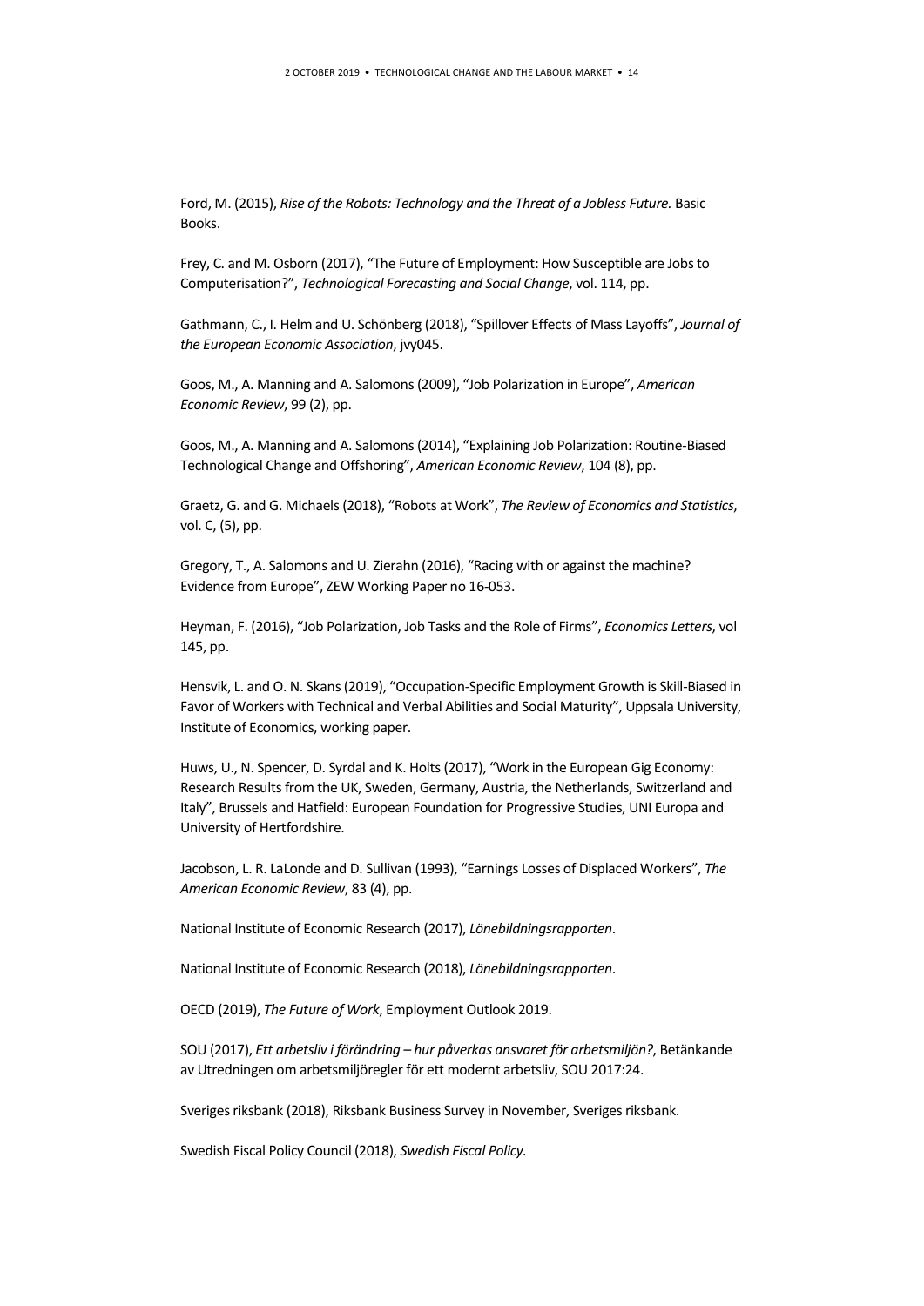Ford, M. (2015), *Rise of the Robots: Technology and the Threat of a Jobless Future.* Basic Books.

Frey, C. and M. Osborn (2017), "The Future of Employment: How Susceptible are Jobs to Computerisation?", *Technological Forecasting and Social Change*, vol. 114, pp.

Gathmann, C., I. Helm and U. Schönberg (2018), "Spillover Effects of Mass Layoffs", *Journal of the European Economic Association*, jvy045.

Goos, M., A. Manning and A. Salomons (2009), "Job Polarization in Europe", *American Economic Review*, 99 (2), pp.

Goos, M., A. Manning and A. Salomons (2014), "Explaining Job Polarization: Routine-Biased Technological Change and Offshoring", *American Economic Review*, 104 (8), pp.

Graetz, G. and G. Michaels (2018), "Robots at Work", *The Review of Economics and Statistics*, vol. C, (5), pp.

Gregory, T., A. Salomons and U. Zierahn (2016), "Racing with or against the machine? Evidence from Europe", ZEW Working Paper no 16-053.

Heyman, F. (2016), "Job Polarization, Job Tasks and the Role of Firms", *Economics Letters*, vol 145, pp.

Hensvik, L. and O. N. Skans (2019), "Occupation-Specific Employment Growth is Skill-Biased in Favor of Workers with Technical and Verbal Abilities and Social Maturity", Uppsala University, Institute of Economics, working paper.

Huws, U., N. Spencer, D. Syrdal and K. Holts (2017), "Work in the European Gig Economy: Research Results from the UK, Sweden, Germany, Austria, the Netherlands, Switzerland and Italy", Brussels and Hatfield: European Foundation for Progressive Studies, UNI Europa and University of Hertfordshire.

Jacobson, L. R. LaLonde and D. Sullivan (1993), "Earnings Losses of Displaced Workers", *The American Economic Review*, 83 (4), pp.

National Institute of Economic Research (2017), *Lönebildningsrapporten*.

National Institute of Economic Research (2018), *Lönebildningsrapporten*.

OECD (2019), *The Future of Work*, Employment Outlook 2019.

SOU (2017), *Ett arbetsliv i förändring – hur påverkas ansvaret för arbetsmiljön?*, Betänkande av Utredningen om arbetsmiljöregler för ett modernt arbetsliv, SOU 2017:24.

Sveriges riksbank (2018), Riksbank Business Survey in November, Sveriges riksbank.

Swedish Fiscal Policy Council (2018), *Swedish Fiscal Policy.*